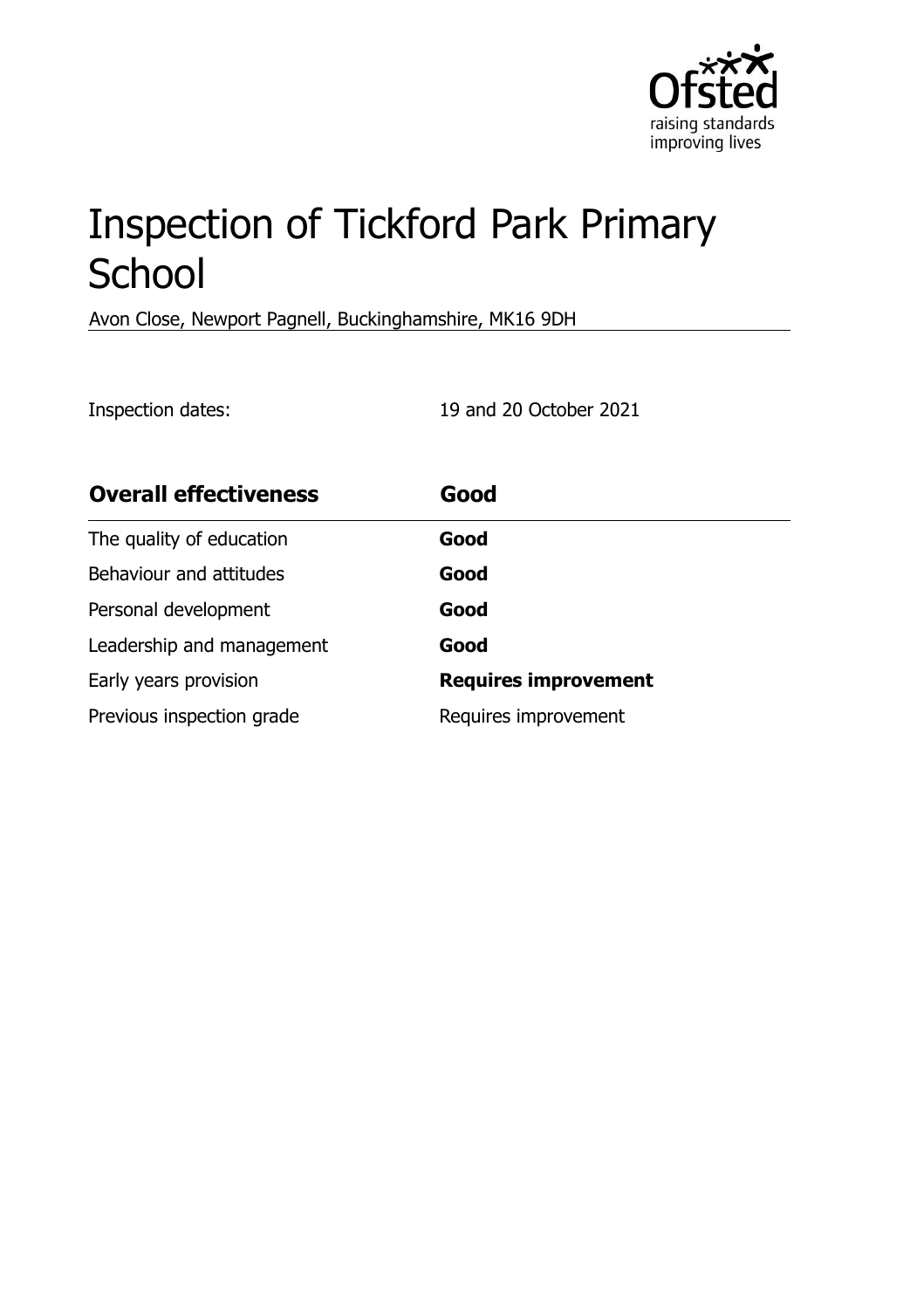# Inspection of Tickford Park Primary School

Avon Close, Newport Pagnell, Buckinghamshire, MK16 9DH

Inspection dates: 19 and 20 October 2021

| **Overall effectiveness** | **Good** |
| --- | --- |
| The quality of education | **Good** |
| Behaviour and attitudes | **Good** |
| Personal development | **Good** |
| Leadership and management | **Good** |
| Early years provision | **Requires improvement** |
| Previous inspection grade | Requires improvement |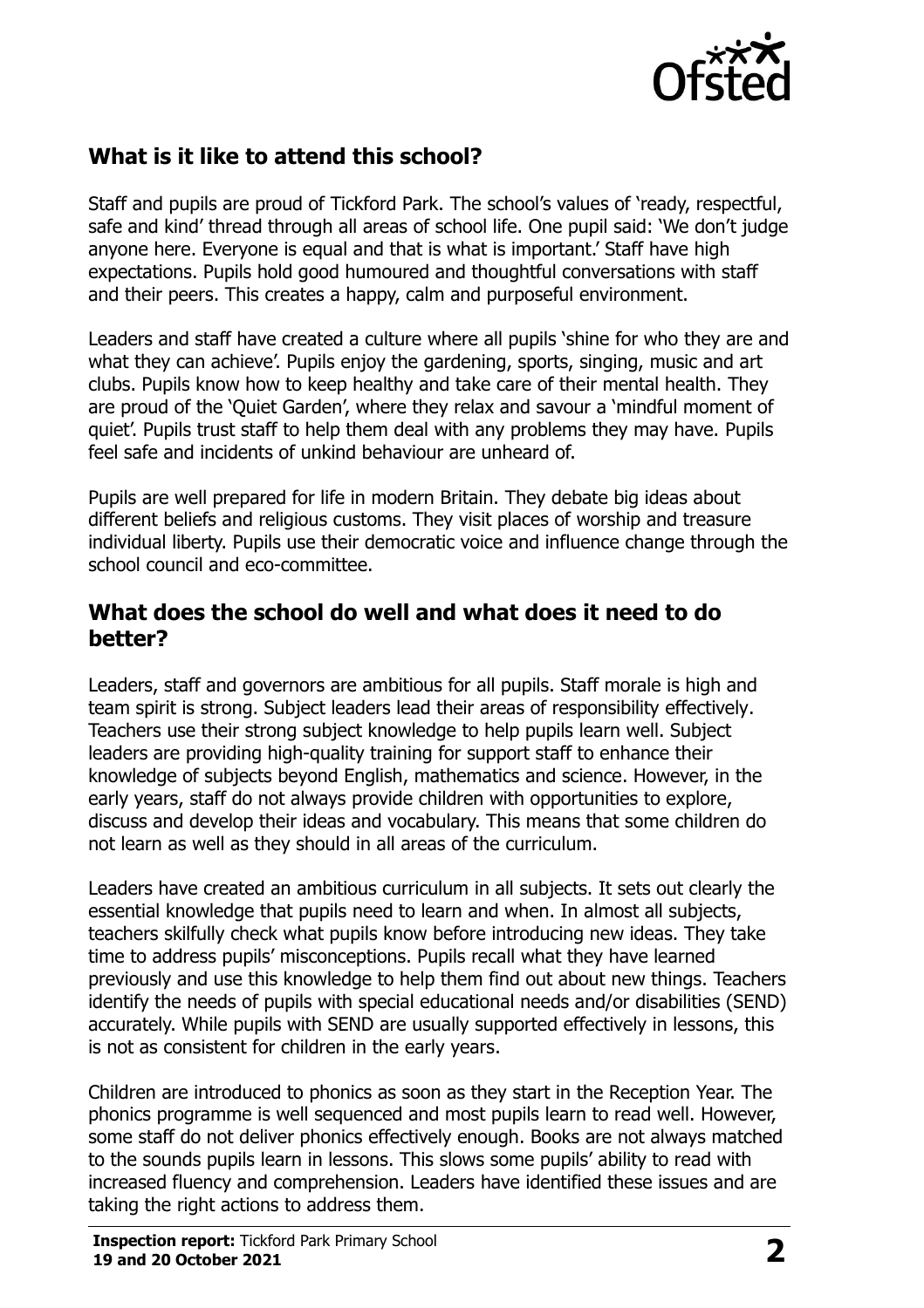## What is it like to attend this school?

Staff and pupils are proud of Tickford Park. The school's values of 'ready, respectful, safe and kind' thread through all areas of school life. One pupil said: 'We don't judge anyone here. Everyone is equal and that is what is important.' Staff have high expectations. Pupils hold good humoured and thoughtful conversations with staff and their peers. This creates a happy, calm and purposeful environment.

Leaders and staff have created a culture where all pupils 'shine for who they are and what they can achieve'. Pupils enjoy the gardening, sports, singing, music and art clubs. Pupils know how to keep healthy and take care of their mental health. They are proud of the 'Quiet Garden', where they relax and savour a 'mindful moment of quiet'. Pupils trust staff to help them deal with any problems they may have. Pupils feel safe and incidents of unkind behaviour are unheard of.

Pupils are well prepared for life in modern Britain. They debate big ideas about different beliefs and religious customs. They visit places of worship and treasure individual liberty. Pupils use their democratic voice and influence change through the school council and eco-committee.

## What does the school do well and what does it need to do better?

Leaders, staff and governors are ambitious for all pupils. Staff morale is high and team spirit is strong. Subject leaders lead their areas of responsibility effectively. Teachers use their strong subject knowledge to help pupils learn well. Subject leaders are providing high-quality training for support staff to enhance their knowledge of subjects beyond English, mathematics and science. However, in the early years, staff do not always provide children with opportunities to explore, discuss and develop their ideas and vocabulary. This means that some children do not learn as well as they should in all areas of the curriculum.

Leaders have created an ambitious curriculum in all subjects. It sets out clearly the essential knowledge that pupils need to learn and when. In almost all subjects, teachers skilfully check what pupils know before introducing new ideas. They take time to address pupils' misconceptions. Pupils recall what they have learned previously and use this knowledge to help them find out about new things. Teachers identify the needs of pupils with special educational needs and/or disabilities (SEND) accurately. While pupils with SEND are usually supported effectively in lessons, this is not as consistent for children in the early years.

Children are introduced to phonics as soon as they start in the Reception Year. The phonics programme is well sequenced and most pupils learn to read well. However, some staff do not deliver phonics effectively enough. Books are not always matched to the sounds pupils learn in lessons. This slows some pupils' ability to read with increased fluency and comprehension. Leaders have identified these issues and are taking the right actions to address them.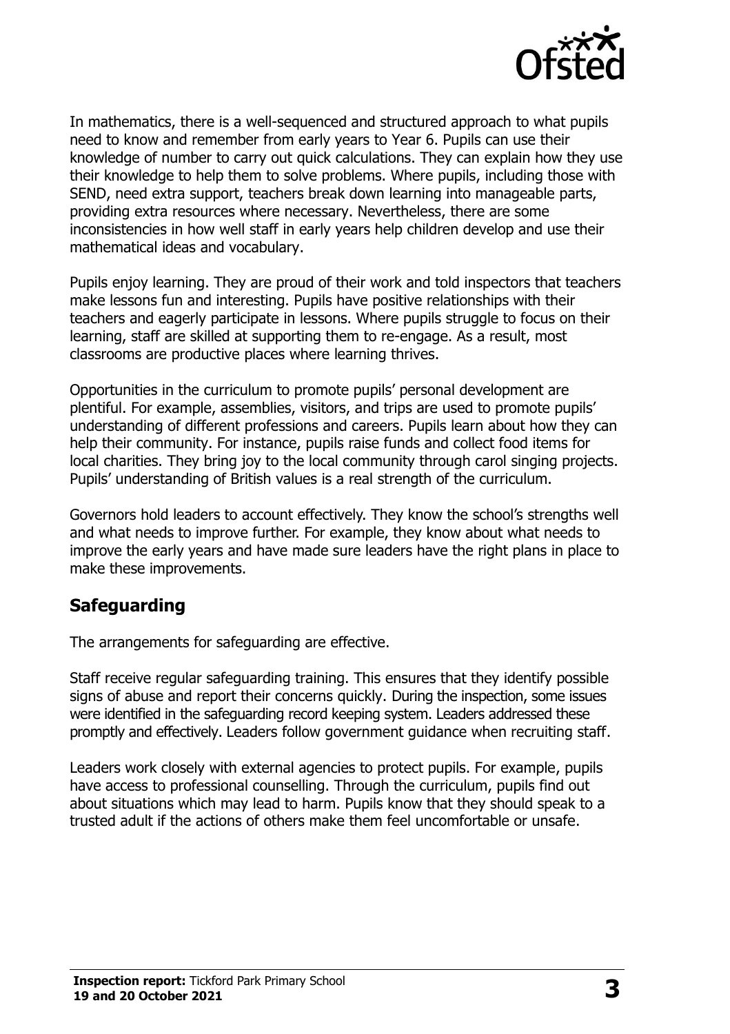In mathematics, there is a well-sequenced and structured approach to what pupils need to know and remember from early years to Year 6. Pupils can use their knowledge of number to carry out quick calculations. They can explain how they use their knowledge to help them to solve problems. Where pupils, including those with SEND, need extra support, teachers break down learning into manageable parts, providing extra resources where necessary. Nevertheless, there are some inconsistencies in how well staff in early years help children develop and use their mathematical ideas and vocabulary.

Pupils enjoy learning. They are proud of their work and told inspectors that teachers make lessons fun and interesting. Pupils have positive relationships with their teachers and eagerly participate in lessons. Where pupils struggle to focus on their learning, staff are skilled at supporting them to re-engage. As a result, most classrooms are productive places where learning thrives.

Opportunities in the curriculum to promote pupils' personal development are plentiful. For example, assemblies, visitors, and trips are used to promote pupils' understanding of different professions and careers. Pupils learn about how they can help their community. For instance, pupils raise funds and collect food items for local charities. They bring joy to the local community through carol singing projects. Pupils' understanding of British values is a real strength of the curriculum.

Governors hold leaders to account effectively. They know the school's strengths well and what needs to improve further. For example, they know about what needs to improve the early years and have made sure leaders have the right plans in place to make these improvements.

## Safeguarding

The arrangements for safeguarding are effective.

Staff receive regular safeguarding training. This ensures that they identify possible signs of abuse and report their concerns quickly. During the inspection, some issues were identified in the safeguarding record keeping system. Leaders addressed these promptly and effectively. Leaders follow government guidance when recruiting staff.

Leaders work closely with external agencies to protect pupils. For example, pupils have access to professional counselling. Through the curriculum, pupils find out about situations which may lead to harm. Pupils know that they should speak to a trusted adult if the actions of others make them feel uncomfortable or unsafe.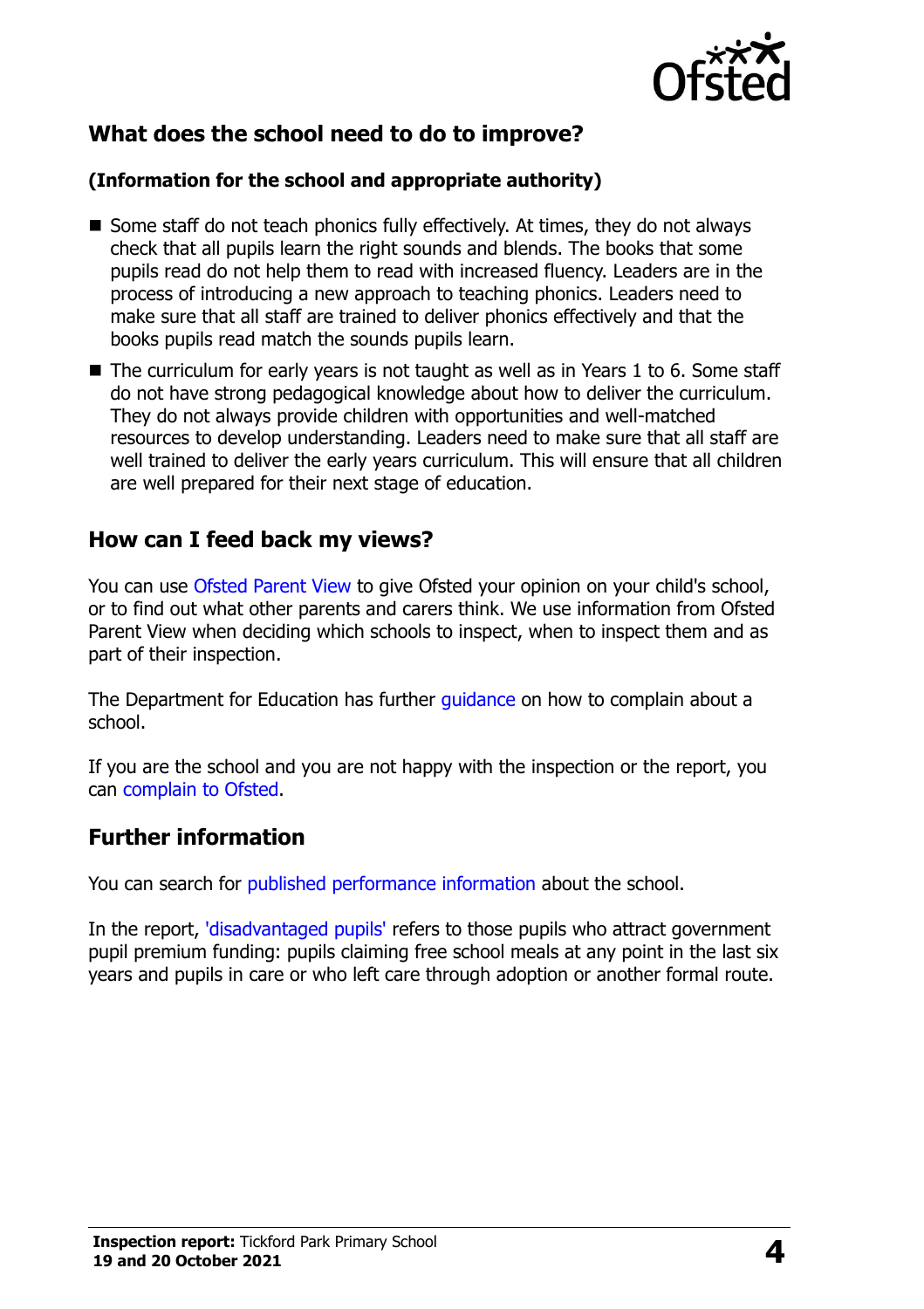## What does the school need to do to improve?

### (Information for the school and appropriate authority)

- Some staff do not teach phonics fully effectively. At times, they do not always check that all pupils learn the right sounds and blends. The books that some pupils read do not help them to read with increased fluency. Leaders are in the process of introducing a new approach to teaching phonics. Leaders need to make sure that all staff are trained to deliver phonics effectively and that the books pupils read match the sounds pupils learn.
- The curriculum for early years is not taught as well as in Years 1 to 6. Some staff do not have strong pedagogical knowledge about how to deliver the curriculum. They do not always provide children with opportunities and well-matched resources to develop understanding. Leaders need to make sure that all staff are well trained to deliver the early years curriculum. This will ensure that all children are well prepared for their next stage of education.

## How can I feed back my views?

You can use Ofsted Parent View to give Ofsted your opinion on your child's school, or to find out what other parents and carers think. We use information from Ofsted Parent View when deciding which schools to inspect, when to inspect them and as part of their inspection.

The Department for Education has further guidance on how to complain about a school.

If you are the school and you are not happy with the inspection or the report, you can complain to Ofsted.

## Further information

You can search for published performance information about the school.

In the report, 'disadvantaged pupils' refers to those pupils who attract government pupil premium funding: pupils claiming free school meals at any point in the last six years and pupils in care or who left care through adoption or another formal route.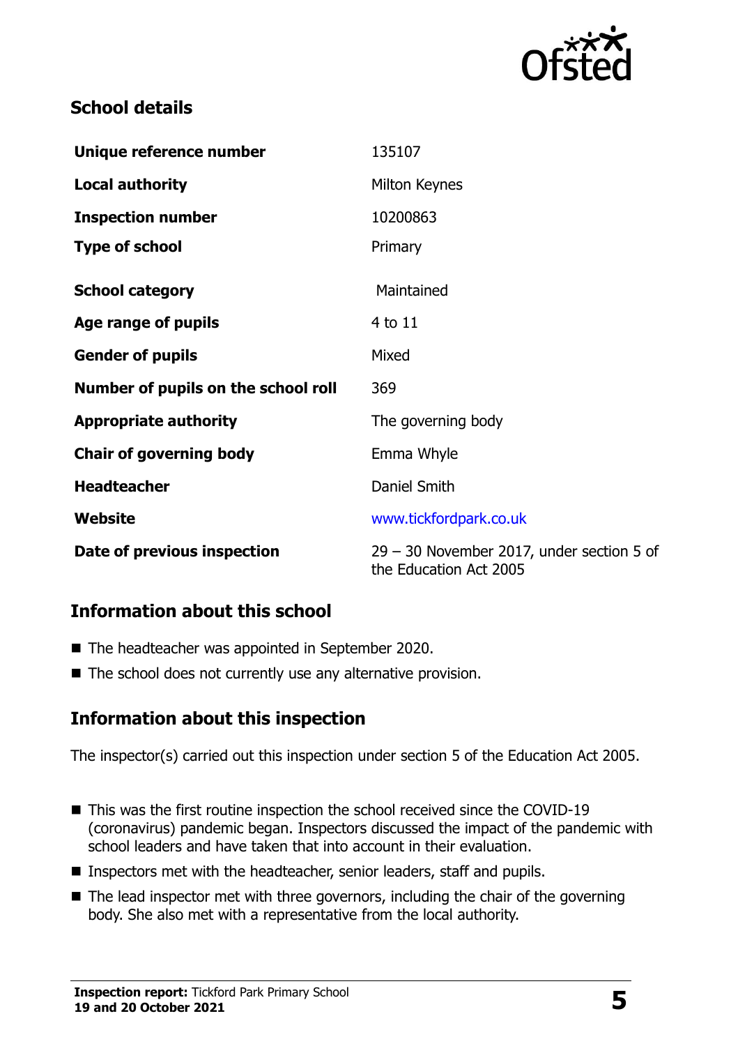## School details

| | |
|---|---|
| **Unique reference number** | 135107 |
| **Local authority** | Milton Keynes |
| **Inspection number** | 10200863 |
| **Type of school** | Primary |
| **School category** | Maintained |
| **Age range of pupils** | 4 to 11 |
| **Gender of pupils** | Mixed |
| **Number of pupils on the school roll** | 369 |
| **Appropriate authority** | The governing body |
| **Chair of governing body** | Emma Whyle |
| **Headteacher** | Daniel Smith |
| **Website** | www.tickfordpark.co.uk |
| **Date of previous inspection** | 29 – 30 November 2017, under section 5 of the Education Act 2005 |

## Information about this school

- The headteacher was appointed in September 2020.
- The school does not currently use any alternative provision.

## Information about this inspection

The inspector(s) carried out this inspection under section 5 of the Education Act 2005.

- This was the first routine inspection the school received since the COVID-19 (coronavirus) pandemic began. Inspectors discussed the impact of the pandemic with school leaders and have taken that into account in their evaluation.
- Inspectors met with the headteacher, senior leaders, staff and pupils.
- The lead inspector met with three governors, including the chair of the governing body. She also met with a representative from the local authority.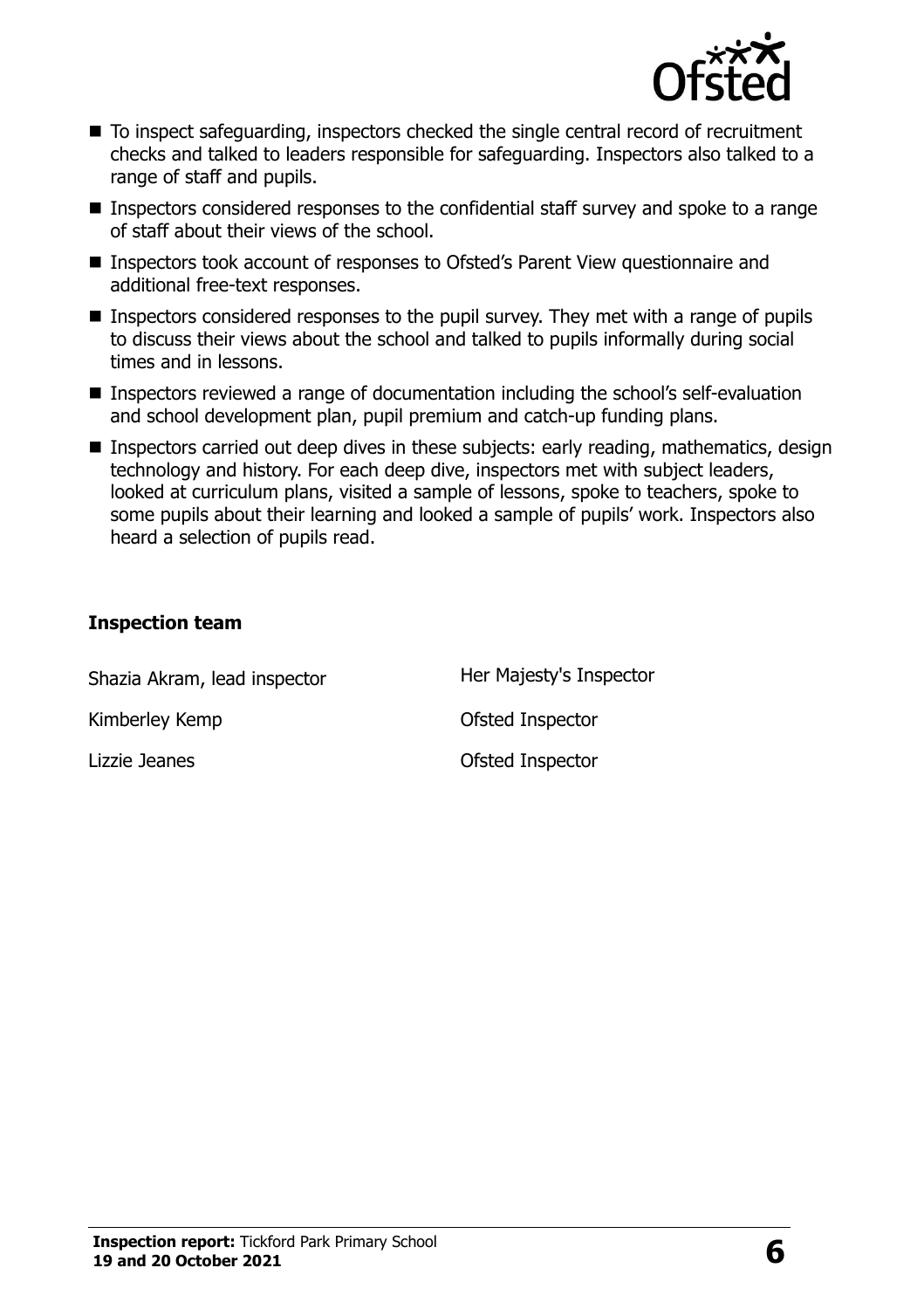- To inspect safeguarding, inspectors checked the single central record of recruitment checks and talked to leaders responsible for safeguarding. Inspectors also talked to a range of staff and pupils.
- Inspectors considered responses to the confidential staff survey and spoke to a range of staff about their views of the school.
- Inspectors took account of responses to Ofsted's Parent View questionnaire and additional free-text responses.
- Inspectors considered responses to the pupil survey. They met with a range of pupils to discuss their views about the school and talked to pupils informally during social times and in lessons.
- Inspectors reviewed a range of documentation including the school's self-evaluation and school development plan, pupil premium and catch-up funding plans.
- Inspectors carried out deep dives in these subjects: early reading, mathematics, design technology and history. For each deep dive, inspectors met with subject leaders, looked at curriculum plans, visited a sample of lessons, spoke to teachers, spoke to some pupils about their learning and looked a sample of pupils' work. Inspectors also heard a selection of pupils read.

### Inspection team

| | |
|---|---|
| Shazia Akram, lead inspector | Her Majesty's Inspector |
| Kimberley Kemp | Ofsted Inspector |
| Lizzie Jeanes | Ofsted Inspector |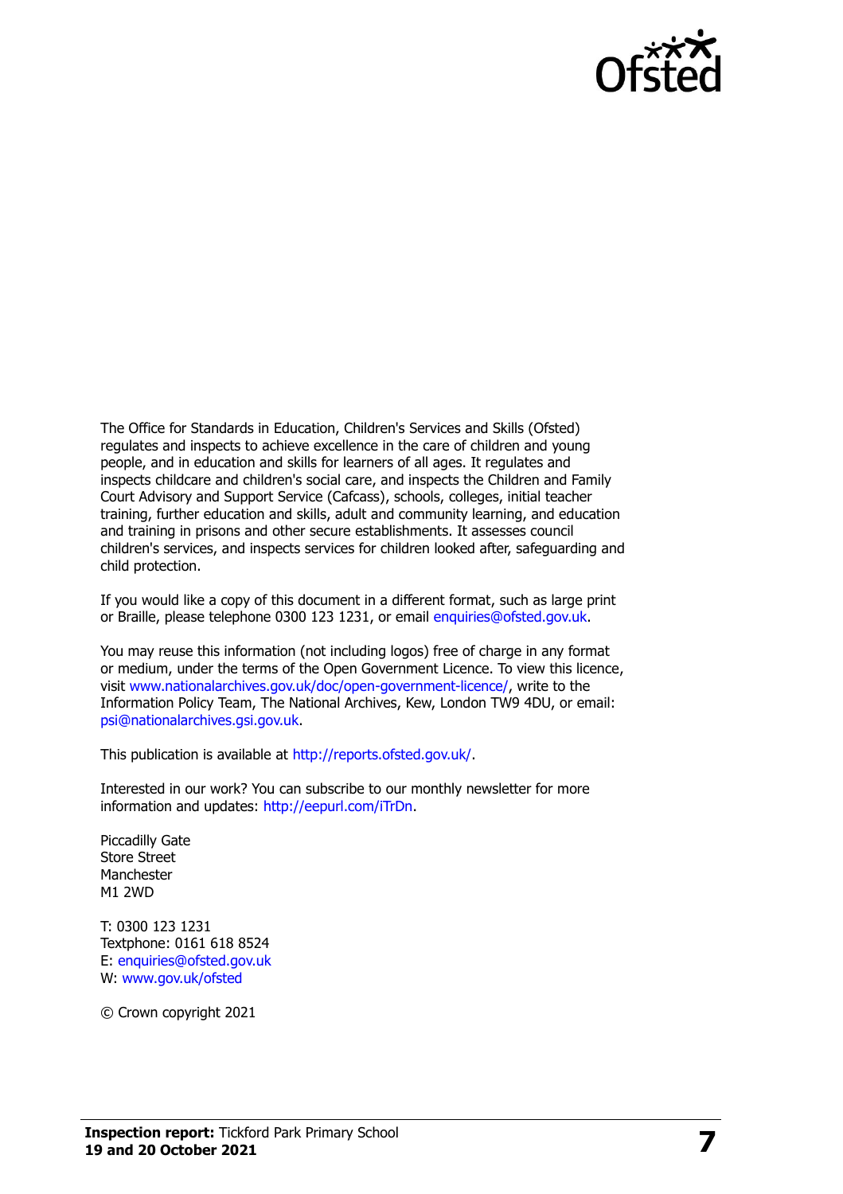The Office for Standards in Education, Children's Services and Skills (Ofsted) regulates and inspects to achieve excellence in the care of children and young people, and in education and skills for learners of all ages. It regulates and inspects childcare and children's social care, and inspects the Children and Family Court Advisory and Support Service (Cafcass), schools, colleges, initial teacher training, further education and skills, adult and community learning, and education and training in prisons and other secure establishments. It assesses council children's services, and inspects services for children looked after, safeguarding and child protection.

If you would like a copy of this document in a different format, such as large print or Braille, please telephone 0300 123 1231, or email enquiries@ofsted.gov.uk.

You may reuse this information (not including logos) free of charge in any format or medium, under the terms of the Open Government Licence. To view this licence, visit www.nationalarchives.gov.uk/doc/open-government-licence/, write to the Information Policy Team, The National Archives, Kew, London TW9 4DU, or email: psi@nationalarchives.gsi.gov.uk.

This publication is available at http://reports.ofsted.gov.uk/.

Interested in our work? You can subscribe to our monthly newsletter for more information and updates: http://eepurl.com/iTrDn.

Piccadilly Gate
Store Street
Manchester
M1 2WD

T: 0300 123 1231
Textphone: 0161 618 8524
E: enquiries@ofsted.gov.uk
W: www.gov.uk/ofsted

© Crown copyright 2021